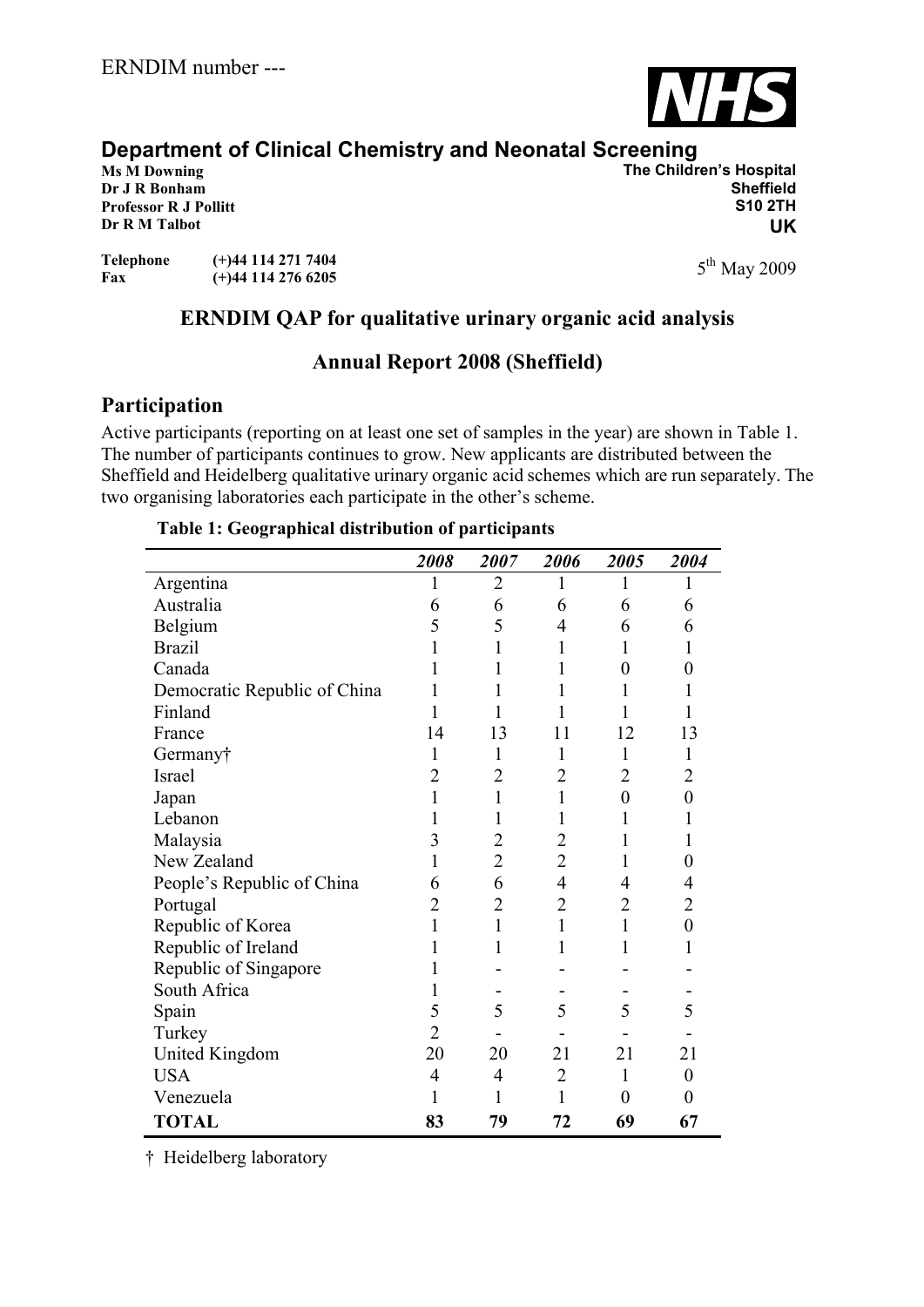ERNDIM number ---

## Department of Clinical Chemistry and Neonatal Screening

**Ms M Downing**
**Dr J R Bonham**
**Professor R J Pollitt**
**Dr R M Talbot**

**The Children's Hospital**
**Sheffield**
**S10 2TH**
**UK**

**Telephone** (+)44 114 271 7404
**Fax** (+)44 114 276 6205

5th May 2009

# ERNDIM QAP for qualitative urinary organic acid analysis

## Annual Report 2008 (Sheffield)

## Participation

Active participants (reporting on at least one set of samples in the year) are shown in Table 1. The number of participants continues to grow. New applicants are distributed between the Sheffield and Heidelberg qualitative urinary organic acid schemes which are run separately. The two organising laboratories each participate in the other's scheme.

**Table 1: Geographical distribution of participants**

| | *2008* | *2007* | *2006* | *2005* | *2004* |
|---|---|---|---|---|---|
| Argentina | 1 | 2 | 1 | 1 | 1 |
| Australia | 6 | 6 | 6 | 6 | 6 |
| Belgium | 5 | 5 | 4 | 6 | 6 |
| Brazil | 1 | 1 | 1 | 1 | 1 |
| Canada | 1 | 1 | 1 | 0 | 0 |
| Democratic Republic of China | 1 | 1 | 1 | 1 | 1 |
| Finland | 1 | 1 | 1 | 1 | 1 |
| France | 14 | 13 | 11 | 12 | 13 |
| Germany† | 1 | 1 | 1 | 1 | 1 |
| Israel | 2 | 2 | 2 | 2 | 2 |
| Japan | 1 | 1 | 1 | 0 | 0 |
| Lebanon | 1 | 1 | 1 | 1 | 1 |
| Malaysia | 3 | 2 | 2 | 1 | 1 |
| New Zealand | 1 | 2 | 2 | 1 | 0 |
| People's Republic of China | 6 | 6 | 4 | 4 | 4 |
| Portugal | 2 | 2 | 2 | 2 | 2 |
| Republic of Korea | 1 | 1 | 1 | 1 | 0 |
| Republic of Ireland | 1 | 1 | 1 | 1 | 1 |
| Republic of Singapore | 1 | - | - | - | - |
| South Africa | 1 | - | - | - | - |
| Spain | 5 | 5 | 5 | 5 | 5 |
| Turkey | 2 | - | - | - | - |
| United Kingdom | 20 | 20 | 21 | 21 | 21 |
| USA | 4 | 4 | 2 | 1 | 0 |
| Venezuela | 1 | 1 | 1 | 0 | 0 |
| **TOTAL** | **83** | **79** | **72** | **69** | **67** |

† Heidelberg laboratory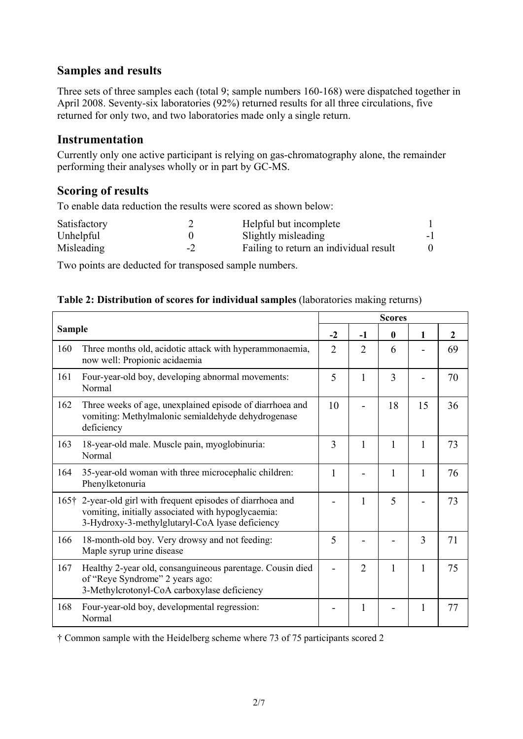## Samples and results

Three sets of three samples each (total 9; sample numbers 160-168) were dispatched together in April 2008. Seventy-six laboratories (92%) returned results for all three circulations, five returned for only two, and two laboratories made only a single return.

## Instrumentation

Currently only one active participant is relying on gas-chromatography alone, the remainder performing their analyses wholly or in part by GC-MS.

## Scoring of results

To enable data reduction the results were scored as shown below:

| | | | |
|---|---|---|---|
| Satisfactory | 2 | Helpful but incomplete | 1 |
| Unhelpful | 0 | Slightly misleading | -1 |
| Misleading | -2 | Failing to return an individual result | 0 |

Two points are deducted for transposed sample numbers.

**Table 2: Distribution of scores for individual samples** (laboratories making returns)

| Sample | | Scores | | | | |
|---|---|---|---|---|---|---|
| | | **-2** | **-1** | **0** | **1** | **2** |
| 160 | Three months old, acidotic attack with hyperammonaemia, now well: Propionic acidaemia | 2 | 2 | 6 | - | 69 |
| 161 | Four-year-old boy, developing abnormal movements: Normal | 5 | 1 | 3 | - | 70 |
| 162 | Three weeks of age, unexplained episode of diarrhoea and vomiting: Methylmalonic semialdehyde dehydrogenase deficiency | 10 | - | 18 | 15 | 36 |
| 163 | 18-year-old male. Muscle pain, myoglobinuria: Normal | 3 | 1 | 1 | 1 | 73 |
| 164 | 35-year-old woman with three microcephalic children: Phenylketonuria | 1 | - | 1 | 1 | 76 |
| 165† | 2-year-old girl with frequent episodes of diarrhoea and vomiting, initially associated with hypoglycaemia: 3-Hydroxy-3-methylglutaryl-CoA lyase deficiency | - | 1 | 5 | - | 73 |
| 166 | 18-month-old boy. Very drowsy and not feeding: Maple syrup urine disease | 5 | - | - | 3 | 71 |
| 167 | Healthy 2-year old, consanguineous parentage. Cousin died of "Reye Syndrome" 2 years ago: 3-Methylcrotonyl-CoA carboxylase deficiency | - | 2 | 1 | 1 | 75 |
| 168 | Four-year-old boy, developmental regression: Normal | - | 1 | - | 1 | 77 |

† Common sample with the Heidelberg scheme where 73 of 75 participants scored 2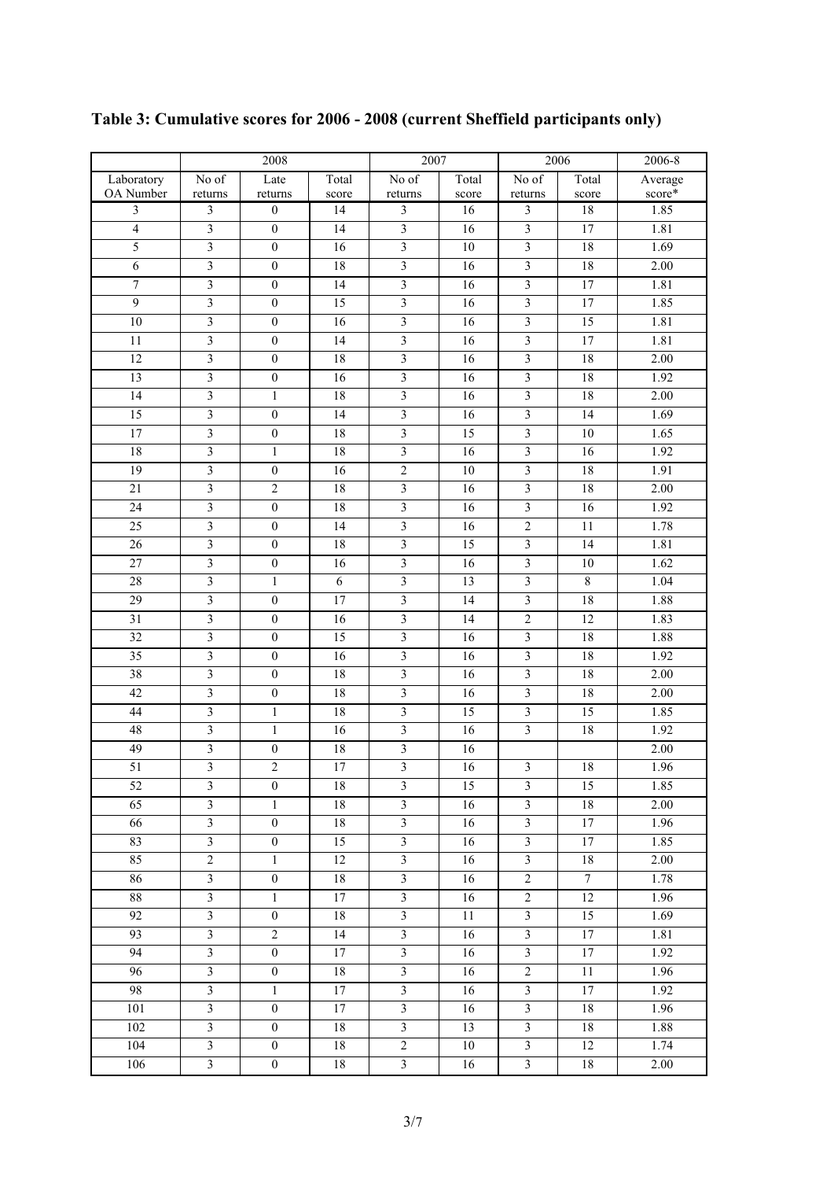**Table 3: Cumulative scores for 2006 - 2008 (current Sheffield participants only)**

| | 2008 | | | 2007 | | 2006 | | 2006-8 |
|---|---|---|---|---|---|---|---|---|
| Laboratory OA Number | No of returns | Late returns | Total score | No of returns | Total score | No of returns | Total score | Average score* |
| 3 | 3 | 0 | 14 | 3 | 16 | 3 | 18 | 1.85 |
| 4 | 3 | 0 | 14 | 3 | 16 | 3 | 17 | 1.81 |
| 5 | 3 | 0 | 16 | 3 | 10 | 3 | 18 | 1.69 |
| 6 | 3 | 0 | 18 | 3 | 16 | 3 | 18 | 2.00 |
| 7 | 3 | 0 | 14 | 3 | 16 | 3 | 17 | 1.81 |
| 9 | 3 | 0 | 15 | 3 | 16 | 3 | 17 | 1.85 |
| 10 | 3 | 0 | 16 | 3 | 16 | 3 | 15 | 1.81 |
| 11 | 3 | 0 | 14 | 3 | 16 | 3 | 17 | 1.81 |
| 12 | 3 | 0 | 18 | 3 | 16 | 3 | 18 | 2.00 |
| 13 | 3 | 0 | 16 | 3 | 16 | 3 | 18 | 1.92 |
| 14 | 3 | 1 | 18 | 3 | 16 | 3 | 18 | 2.00 |
| 15 | 3 | 0 | 14 | 3 | 16 | 3 | 14 | 1.69 |
| 17 | 3 | 0 | 18 | 3 | 15 | 3 | 10 | 1.65 |
| 18 | 3 | 1 | 18 | 3 | 16 | 3 | 16 | 1.92 |
| 19 | 3 | 0 | 16 | 2 | 10 | 3 | 18 | 1.91 |
| 21 | 3 | 2 | 18 | 3 | 16 | 3 | 18 | 2.00 |
| 24 | 3 | 0 | 18 | 3 | 16 | 3 | 16 | 1.92 |
| 25 | 3 | 0 | 14 | 3 | 16 | 2 | 11 | 1.78 |
| 26 | 3 | 0 | 18 | 3 | 15 | 3 | 14 | 1.81 |
| 27 | 3 | 0 | 16 | 3 | 16 | 3 | 10 | 1.62 |
| 28 | 3 | 1 | 6 | 3 | 13 | 3 | 8 | 1.04 |
| 29 | 3 | 0 | 17 | 3 | 14 | 3 | 18 | 1.88 |
| 31 | 3 | 0 | 16 | 3 | 14 | 2 | 12 | 1.83 |
| 32 | 3 | 0 | 15 | 3 | 16 | 3 | 18 | 1.88 |
| 35 | 3 | 0 | 16 | 3 | 16 | 3 | 18 | 1.92 |
| 38 | 3 | 0 | 18 | 3 | 16 | 3 | 18 | 2.00 |
| 42 | 3 | 0 | 18 | 3 | 16 | 3 | 18 | 2.00 |
| 44 | 3 | 1 | 18 | 3 | 15 | 3 | 15 | 1.85 |
| 48 | 3 | 1 | 16 | 3 | 16 | 3 | 18 | 1.92 |
| 49 | 3 | 0 | 18 | 3 | 16 | | | 2.00 |
| 51 | 3 | 2 | 17 | 3 | 16 | 3 | 18 | 1.96 |
| 52 | 3 | 0 | 18 | 3 | 15 | 3 | 15 | 1.85 |
| 65 | 3 | 1 | 18 | 3 | 16 | 3 | 18 | 2.00 |
| 66 | 3 | 0 | 18 | 3 | 16 | 3 | 17 | 1.96 |
| 83 | 3 | 0 | 15 | 3 | 16 | 3 | 17 | 1.85 |
| 85 | 2 | 1 | 12 | 3 | 16 | 3 | 18 | 2.00 |
| 86 | 3 | 0 | 18 | 3 | 16 | 2 | 7 | 1.78 |
| 88 | 3 | 1 | 17 | 3 | 16 | 2 | 12 | 1.96 |
| 92 | 3 | 0 | 18 | 3 | 11 | 3 | 15 | 1.69 |
| 93 | 3 | 2 | 14 | 3 | 16 | 3 | 17 | 1.81 |
| 94 | 3 | 0 | 17 | 3 | 16 | 3 | 17 | 1.92 |
| 96 | 3 | 0 | 18 | 3 | 16 | 2 | 11 | 1.96 |
| 98 | 3 | 1 | 17 | 3 | 16 | 3 | 17 | 1.92 |
| 101 | 3 | 0 | 17 | 3 | 16 | 3 | 18 | 1.96 |
| 102 | 3 | 0 | 18 | 3 | 13 | 3 | 18 | 1.88 |
| 104 | 3 | 0 | 18 | 2 | 10 | 3 | 12 | 1.74 |
| 106 | 3 | 0 | 18 | 3 | 16 | 3 | 18 | 2.00 |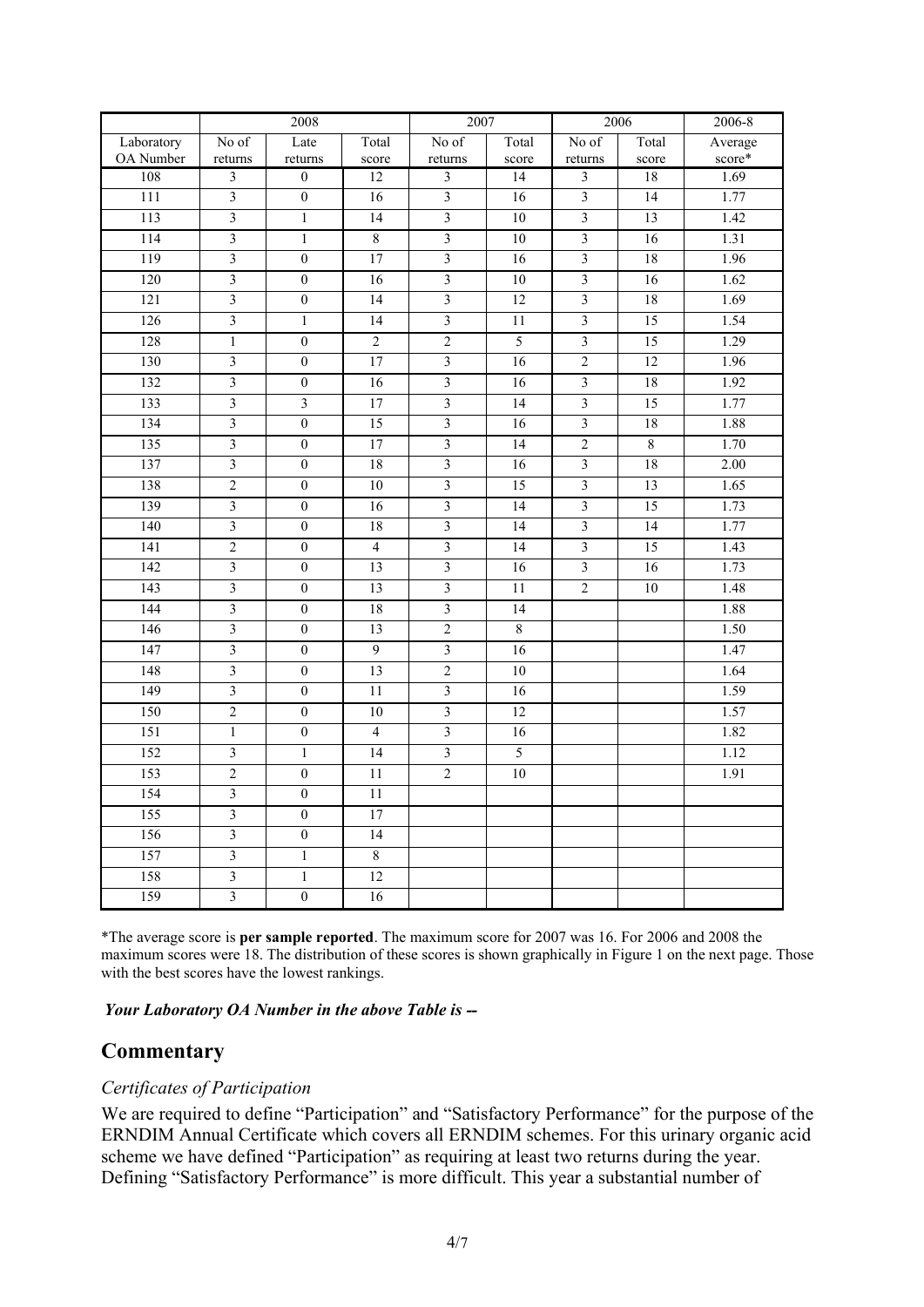| | 2008 | | | 2007 | | 2006 | | 2006-8 |
|---|---|---|---|---|---|---|---|---|
| Laboratory OA Number | No of returns | Late returns | Total score | No of returns | Total score | No of returns | Total score | Average score* |
| 108 | 3 | 0 | 12 | 3 | 14 | 3 | 18 | 1.69 |
| 111 | 3 | 0 | 16 | 3 | 16 | 3 | 14 | 1.77 |
| 113 | 3 | 1 | 14 | 3 | 10 | 3 | 13 | 1.42 |
| 114 | 3 | 1 | 8 | 3 | 10 | 3 | 16 | 1.31 |
| 119 | 3 | 0 | 17 | 3 | 16 | 3 | 18 | 1.96 |
| 120 | 3 | 0 | 16 | 3 | 10 | 3 | 16 | 1.62 |
| 121 | 3 | 0 | 14 | 3 | 12 | 3 | 18 | 1.69 |
| 126 | 3 | 1 | 14 | 3 | 11 | 3 | 15 | 1.54 |
| 128 | 1 | 0 | 2 | 2 | 5 | 3 | 15 | 1.29 |
| 130 | 3 | 0 | 17 | 3 | 16 | 2 | 12 | 1.96 |
| 132 | 3 | 0 | 16 | 3 | 16 | 3 | 18 | 1.92 |
| 133 | 3 | 3 | 17 | 3 | 14 | 3 | 15 | 1.77 |
| 134 | 3 | 0 | 15 | 3 | 16 | 3 | 18 | 1.88 |
| 135 | 3 | 0 | 17 | 3 | 14 | 2 | 8 | 1.70 |
| 137 | 3 | 0 | 18 | 3 | 16 | 3 | 18 | 2.00 |
| 138 | 2 | 0 | 10 | 3 | 15 | 3 | 13 | 1.65 |
| 139 | 3 | 0 | 16 | 3 | 14 | 3 | 15 | 1.73 |
| 140 | 3 | 0 | 18 | 3 | 14 | 3 | 14 | 1.77 |
| 141 | 2 | 0 | 4 | 3 | 14 | 3 | 15 | 1.43 |
| 142 | 3 | 0 | 13 | 3 | 16 | 3 | 16 | 1.73 |
| 143 | 3 | 0 | 13 | 3 | 11 | 2 | 10 | 1.48 |
| 144 | 3 | 0 | 18 | 3 | 14 | | | 1.88 |
| 146 | 3 | 0 | 13 | 2 | 8 | | | 1.50 |
| 147 | 3 | 0 | 9 | 3 | 16 | | | 1.47 |
| 148 | 3 | 0 | 13 | 2 | 10 | | | 1.64 |
| 149 | 3 | 0 | 11 | 3 | 16 | | | 1.59 |
| 150 | 2 | 0 | 10 | 3 | 12 | | | 1.57 |
| 151 | 1 | 0 | 4 | 3 | 16 | | | 1.82 |
| 152 | 3 | 1 | 14 | 3 | 5 | | | 1.12 |
| 153 | 2 | 0 | 11 | 2 | 10 | | | 1.91 |
| 154 | 3 | 0 | 11 | | | | | |
| 155 | 3 | 0 | 17 | | | | | |
| 156 | 3 | 0 | 14 | | | | | |
| 157 | 3 | 1 | 8 | | | | | |
| 158 | 3 | 1 | 12 | | | | | |
| 159 | 3 | 0 | 16 | | | | | |

*The average score is **per sample reported**. The maximum score for 2007 was 16. For 2006 and 2008 the maximum scores were 18. The distribution of these scores is shown graphically in Figure 1 on the next page. Those with the best scores have the lowest rankings.

***Your Laboratory OA Number in the above Table is --***

## Commentary

### *Certificates of Participation*

We are required to define "Participation" and "Satisfactory Performance" for the purpose of the ERNDIM Annual Certificate which covers all ERNDIM schemes. For this urinary organic acid scheme we have defined "Participation" as requiring at least two returns during the year. Defining "Satisfactory Performance" is more difficult. This year a substantial number of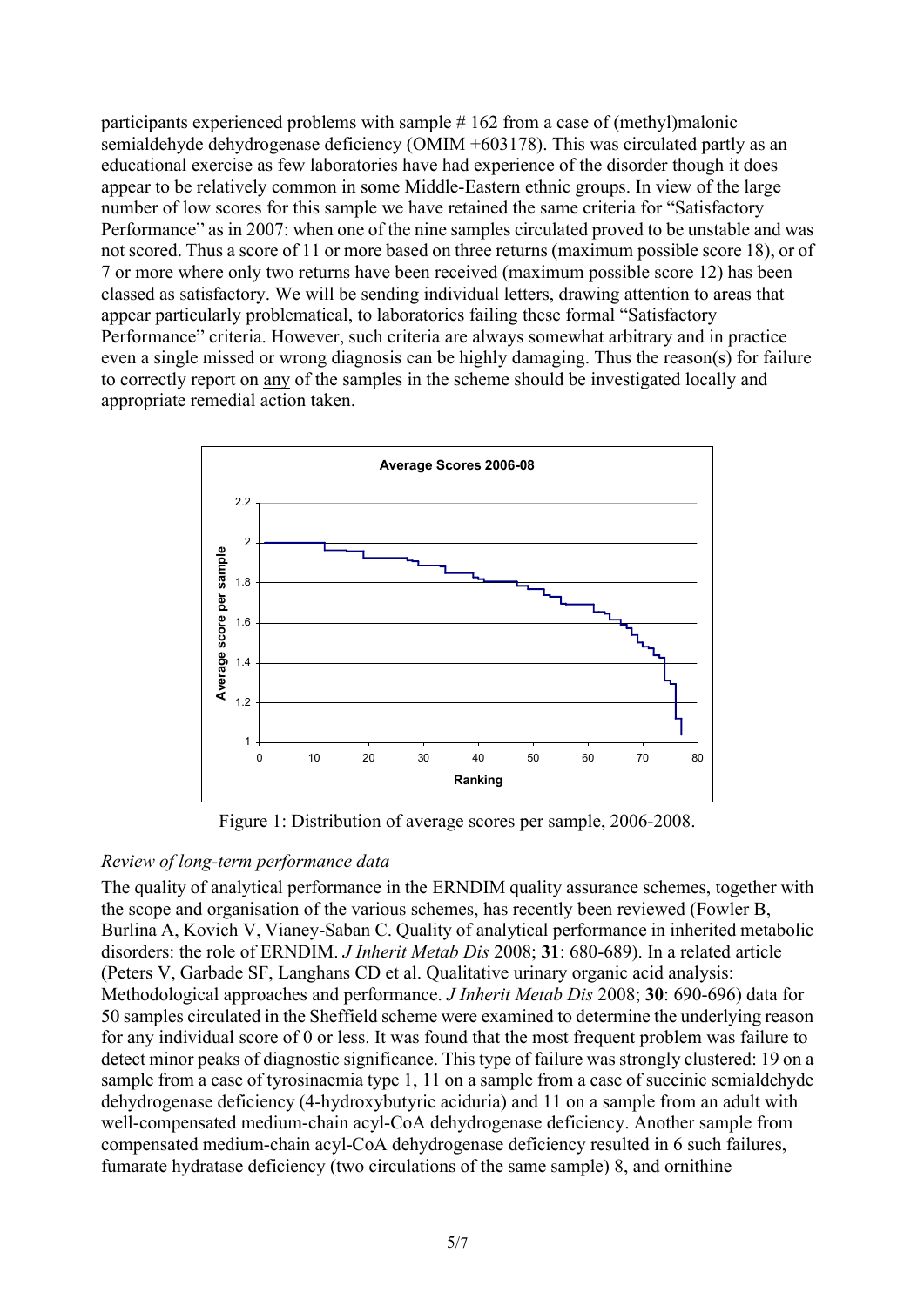participants experienced problems with sample # 162 from a case of (methyl)malonic semialdehyde dehydrogenase deficiency (OMIM +603178). This was circulated partly as an educational exercise as few laboratories have had experience of the disorder though it does appear to be relatively common in some Middle-Eastern ethnic groups. In view of the large number of low scores for this sample we have retained the same criteria for "Satisfactory Performance" as in 2007: when one of the nine samples circulated proved to be unstable and was not scored. Thus a score of 11 or more based on three returns (maximum possible score 18), or of 7 or more where only two returns have been received (maximum possible score 12) has been classed as satisfactory. We will be sending individual letters, drawing attention to areas that appear particularly problematical, to laboratories failing these formal "Satisfactory Performance" criteria. However, such criteria are always somewhat arbitrary and in practice even a single missed or wrong diagnosis can be highly damaging. Thus the reason(s) for failure to correctly report on any of the samples in the scheme should be investigated locally and appropriate remedial action taken.

Figure 1: Distribution of average scores per sample, 2006-2008.

*Review of long-term performance data*

The quality of analytical performance in the ERNDIM quality assurance schemes, together with the scope and organisation of the various schemes, has recently been reviewed (Fowler B, Burlina A, Kovich V, Vianey-Saban C. Quality of analytical performance in inherited metabolic disorders: the role of ERNDIM. *J Inherit Metab Dis* 2008; **31**: 680-689). In a related article (Peters V, Garbade SF, Langhans CD et al. Qualitative urinary organic acid analysis: Methodological approaches and performance. *J Inherit Metab Dis* 2008; **30**: 690-696) data for 50 samples circulated in the Sheffield scheme were examined to determine the underlying reason for any individual score of 0 or less. It was found that the most frequent problem was failure to detect minor peaks of diagnostic significance. This type of failure was strongly clustered: 19 on a sample from a case of tyrosinaemia type 1, 11 on a sample from a case of succinic semialdehyde dehydrogenase deficiency (4-hydroxybutyric aciduria) and 11 on a sample from an adult with well-compensated medium-chain acyl-CoA dehydrogenase deficiency. Another sample from compensated medium-chain acyl-CoA dehydrogenase deficiency resulted in 6 such failures, fumarate hydratase deficiency (two circulations of the same sample) 8, and ornithine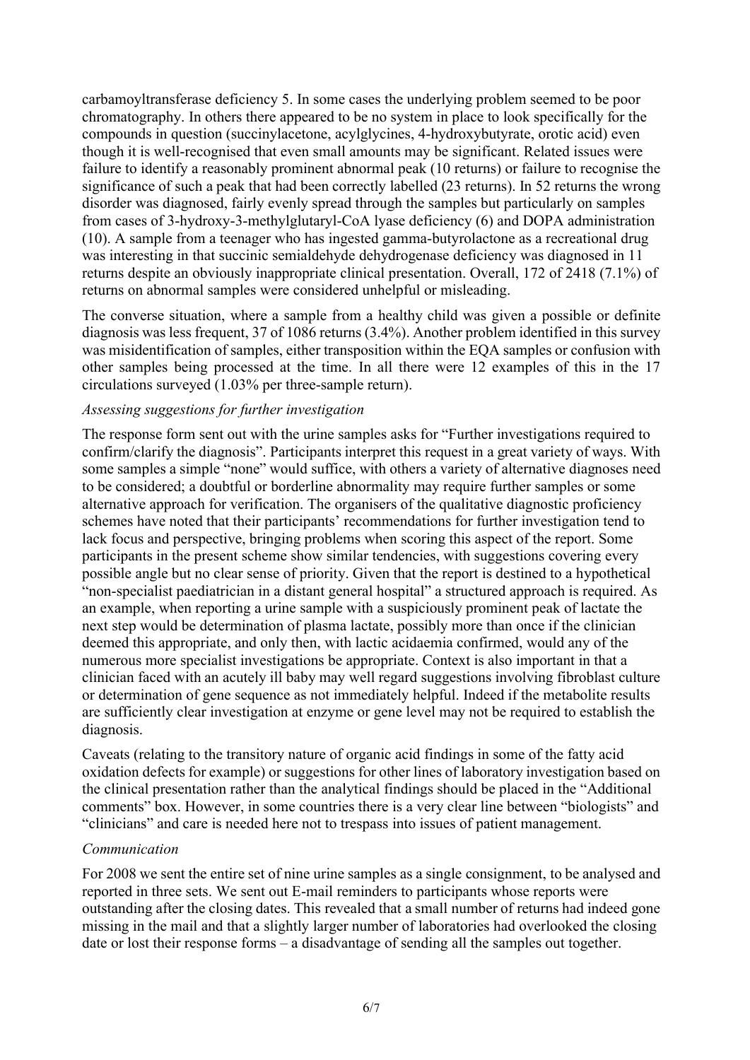carbamoyltransferase deficiency 5. In some cases the underlying problem seemed to be poor chromatography. In others there appeared to be no system in place to look specifically for the compounds in question (succinylacetone, acylglycines, 4-hydroxybutyrate, orotic acid) even though it is well-recognised that even small amounts may be significant. Related issues were failure to identify a reasonably prominent abnormal peak (10 returns) or failure to recognise the significance of such a peak that had been correctly labelled (23 returns). In 52 returns the wrong disorder was diagnosed, fairly evenly spread through the samples but particularly on samples from cases of 3-hydroxy-3-methylglutaryl-CoA lyase deficiency (6) and DOPA administration (10). A sample from a teenager who has ingested gamma-butyrolactone as a recreational drug was interesting in that succinic semialdehyde dehydrogenase deficiency was diagnosed in 11 returns despite an obviously inappropriate clinical presentation. Overall, 172 of 2418 (7.1%) of returns on abnormal samples were considered unhelpful or misleading.

The converse situation, where a sample from a healthy child was given a possible or definite diagnosis was less frequent, 37 of 1086 returns (3.4%). Another problem identified in this survey was misidentification of samples, either transposition within the EQA samples or confusion with other samples being processed at the time. In all there were 12 examples of this in the 17 circulations surveyed (1.03% per three-sample return).

*Assessing suggestions for further investigation*

The response form sent out with the urine samples asks for "Further investigations required to confirm/clarify the diagnosis". Participants interpret this request in a great variety of ways. With some samples a simple "none" would suffice, with others a variety of alternative diagnoses need to be considered; a doubtful or borderline abnormality may require further samples or some alternative approach for verification. The organisers of the qualitative diagnostic proficiency schemes have noted that their participants' recommendations for further investigation tend to lack focus and perspective, bringing problems when scoring this aspect of the report. Some participants in the present scheme show similar tendencies, with suggestions covering every possible angle but no clear sense of priority. Given that the report is destined to a hypothetical "non-specialist paediatrician in a distant general hospital" a structured approach is required. As an example, when reporting a urine sample with a suspiciously prominent peak of lactate the next step would be determination of plasma lactate, possibly more than once if the clinician deemed this appropriate, and only then, with lactic acidaemia confirmed, would any of the numerous more specialist investigations be appropriate. Context is also important in that a clinician faced with an acutely ill baby may well regard suggestions involving fibroblast culture or determination of gene sequence as not immediately helpful. Indeed if the metabolite results are sufficiently clear investigation at enzyme or gene level may not be required to establish the diagnosis.

Caveats (relating to the transitory nature of organic acid findings in some of the fatty acid oxidation defects for example) or suggestions for other lines of laboratory investigation based on the clinical presentation rather than the analytical findings should be placed in the "Additional comments" box. However, in some countries there is a very clear line between "biologists" and "clinicians" and care is needed here not to trespass into issues of patient management.

*Communication*

For 2008 we sent the entire set of nine urine samples as a single consignment, to be analysed and reported in three sets. We sent out E-mail reminders to participants whose reports were outstanding after the closing dates. This revealed that a small number of returns had indeed gone missing in the mail and that a slightly larger number of laboratories had overlooked the closing date or lost their response forms – a disadvantage of sending all the samples out together.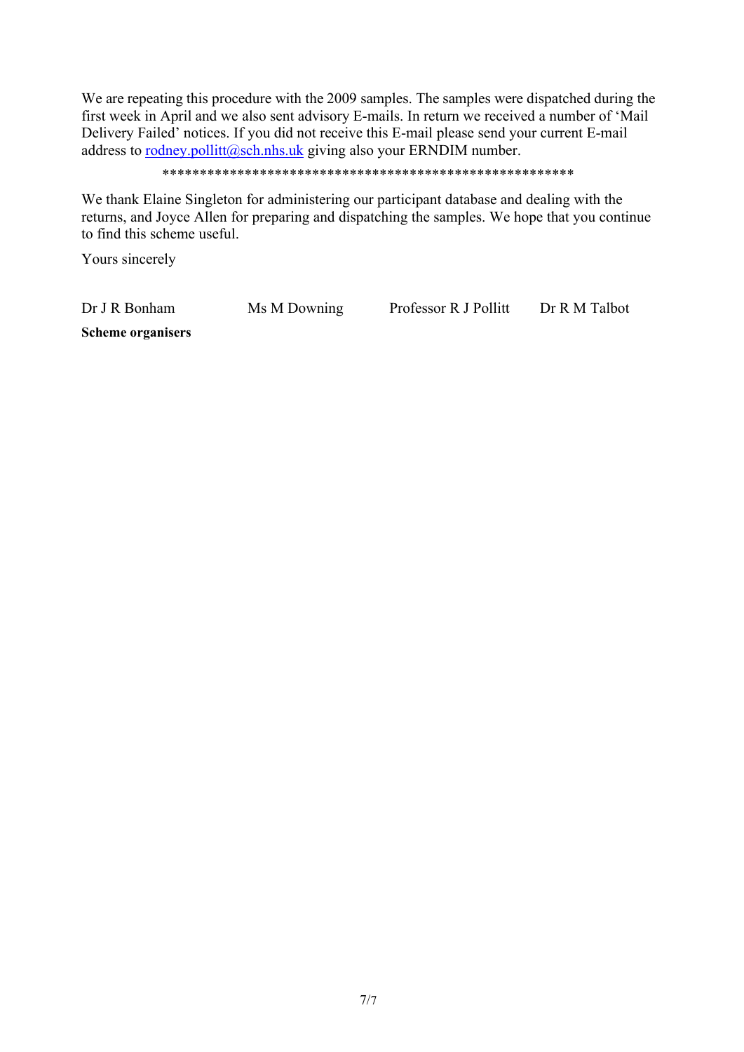We are repeating this procedure with the 2009 samples. The samples were dispatched during the first week in April and we also sent advisory E-mails. In return we received a number of 'Mail Delivery Failed' notices. If you did not receive this E-mail please send your current E-mail address to rodney.pollitt@sch.nhs.uk giving also your ERNDIM number.

*******************************************************

We thank Elaine Singleton for administering our participant database and dealing with the returns, and Joyce Allen for preparing and dispatching the samples. We hope that you continue to find this scheme useful.

Yours sincerely

| | | | |
|---|---|---|---|
| Dr J R Bonham | Ms M Downing | Professor R J Pollitt | Dr R M Talbot |

**Scheme organisers**